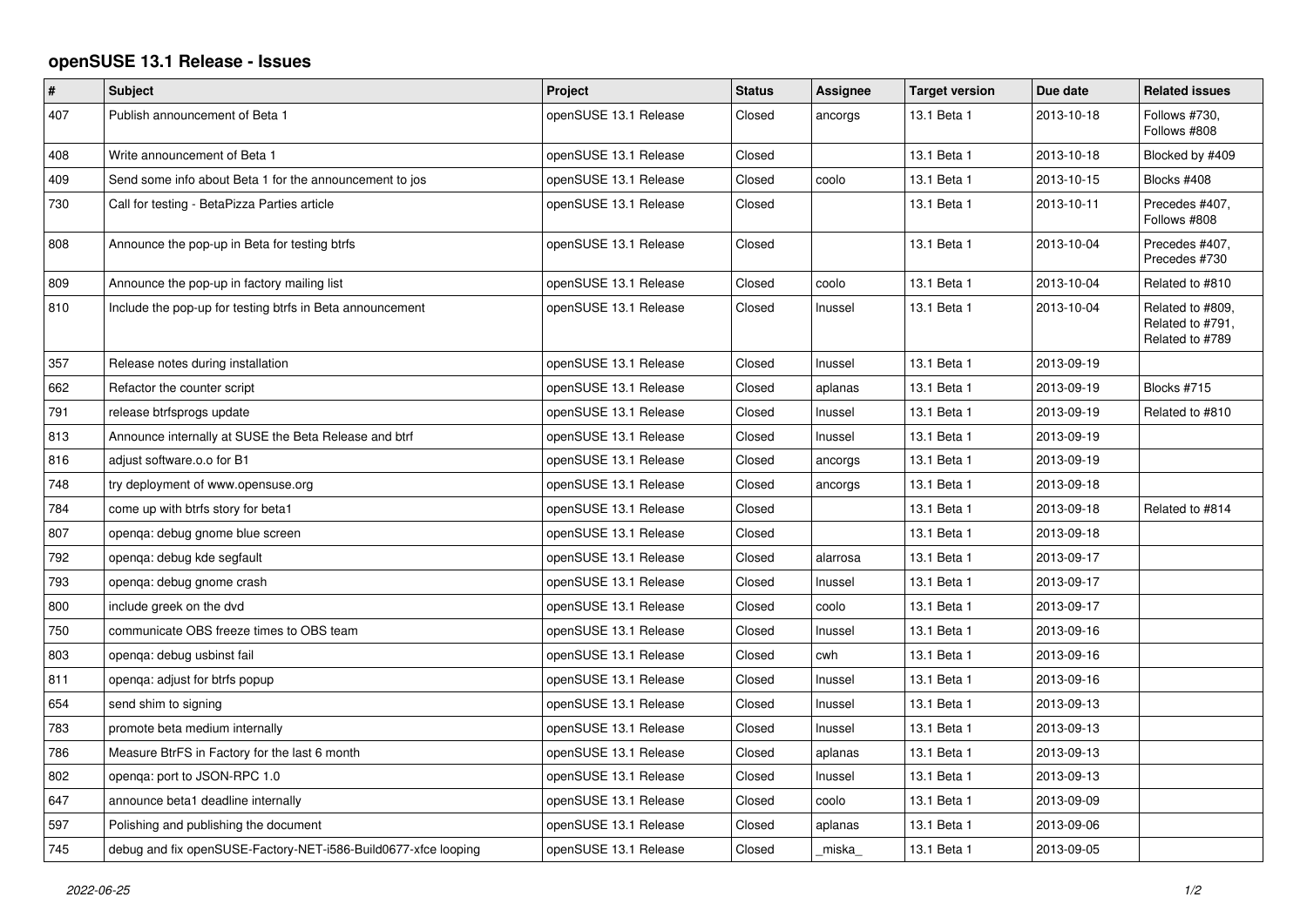## openSUSE 13.1 Release - Issues

| # | Subject | Project | Status | Assignee | Target version | Due date | Related issues |
|---|---|---|---|---|---|---|---|
| 407 | Publish announcement of Beta 1 | openSUSE 13.1 Release | Closed | ancorgs | 13.1 Beta 1 | 2013-10-18 | Follows #730, Follows #808 |
| 408 | Write announcement of Beta 1 | openSUSE 13.1 Release | Closed | | 13.1 Beta 1 | 2013-10-18 | Blocked by #409 |
| 409 | Send some info about Beta 1 for the announcement to jos | openSUSE 13.1 Release | Closed | coolo | 13.1 Beta 1 | 2013-10-15 | Blocks #408 |
| 730 | Call for testing - BetaPizza Parties article | openSUSE 13.1 Release | Closed | | 13.1 Beta 1 | 2013-10-11 | Precedes #407, Follows #808 |
| 808 | Announce the pop-up in Beta for testing btrfs | openSUSE 13.1 Release | Closed | | 13.1 Beta 1 | 2013-10-04 | Precedes #407, Precedes #730 |
| 809 | Announce the pop-up in factory mailing list | openSUSE 13.1 Release | Closed | coolo | 13.1 Beta 1 | 2013-10-04 | Related to #810 |
| 810 | Include the pop-up for testing btrfs in Beta announcement | openSUSE 13.1 Release | Closed | lnussel | 13.1 Beta 1 | 2013-10-04 | Related to #809, Related to #791, Related to #789 |
| 357 | Release notes during installation | openSUSE 13.1 Release | Closed | lnussel | 13.1 Beta 1 | 2013-09-19 | |
| 662 | Refactor the counter script | openSUSE 13.1 Release | Closed | aplanas | 13.1 Beta 1 | 2013-09-19 | Blocks #715 |
| 791 | release btrfsprogs update | openSUSE 13.1 Release | Closed | lnussel | 13.1 Beta 1 | 2013-09-19 | Related to #810 |
| 813 | Announce internally at SUSE the Beta Release and btrf | openSUSE 13.1 Release | Closed | lnussel | 13.1 Beta 1 | 2013-09-19 | |
| 816 | adjust software.o.o for B1 | openSUSE 13.1 Release | Closed | ancorgs | 13.1 Beta 1 | 2013-09-19 | |
| 748 | try deployment of www.opensuse.org | openSUSE 13.1 Release | Closed | ancorgs | 13.1 Beta 1 | 2013-09-18 | |
| 784 | come up with btrfs story for beta1 | openSUSE 13.1 Release | Closed | | 13.1 Beta 1 | 2013-09-18 | Related to #814 |
| 807 | openqa: debug gnome blue screen | openSUSE 13.1 Release | Closed | | 13.1 Beta 1 | 2013-09-18 | |
| 792 | openqa: debug kde segfault | openSUSE 13.1 Release | Closed | alarrosa | 13.1 Beta 1 | 2013-09-17 | |
| 793 | openqa: debug gnome crash | openSUSE 13.1 Release | Closed | lnussel | 13.1 Beta 1 | 2013-09-17 | |
| 800 | include greek on the dvd | openSUSE 13.1 Release | Closed | coolo | 13.1 Beta 1 | 2013-09-17 | |
| 750 | communicate OBS freeze times to OBS team | openSUSE 13.1 Release | Closed | lnussel | 13.1 Beta 1 | 2013-09-16 | |
| 803 | openqa: debug usbinst fail | openSUSE 13.1 Release | Closed | cwh | 13.1 Beta 1 | 2013-09-16 | |
| 811 | openqa: adjust for btrfs popup | openSUSE 13.1 Release | Closed | lnussel | 13.1 Beta 1 | 2013-09-16 | |
| 654 | send shim to signing | openSUSE 13.1 Release | Closed | lnussel | 13.1 Beta 1 | 2013-09-13 | |
| 783 | promote beta medium internally | openSUSE 13.1 Release | Closed | lnussel | 13.1 Beta 1 | 2013-09-13 | |
| 786 | Measure BtrFS in Factory for the last 6 month | openSUSE 13.1 Release | Closed | aplanas | 13.1 Beta 1 | 2013-09-13 | |
| 802 | openqa: port to JSON-RPC 1.0 | openSUSE 13.1 Release | Closed | lnussel | 13.1 Beta 1 | 2013-09-13 | |
| 647 | announce beta1 deadline internally | openSUSE 13.1 Release | Closed | coolo | 13.1 Beta 1 | 2013-09-09 | |
| 597 | Polishing and publishing the document | openSUSE 13.1 Release | Closed | aplanas | 13.1 Beta 1 | 2013-09-06 | |
| 745 | debug and fix openSUSE-Factory-NET-i586-Build0677-xfce looping | openSUSE 13.1 Release | Closed | _miska_ | 13.1 Beta 1 | 2013-09-05 | |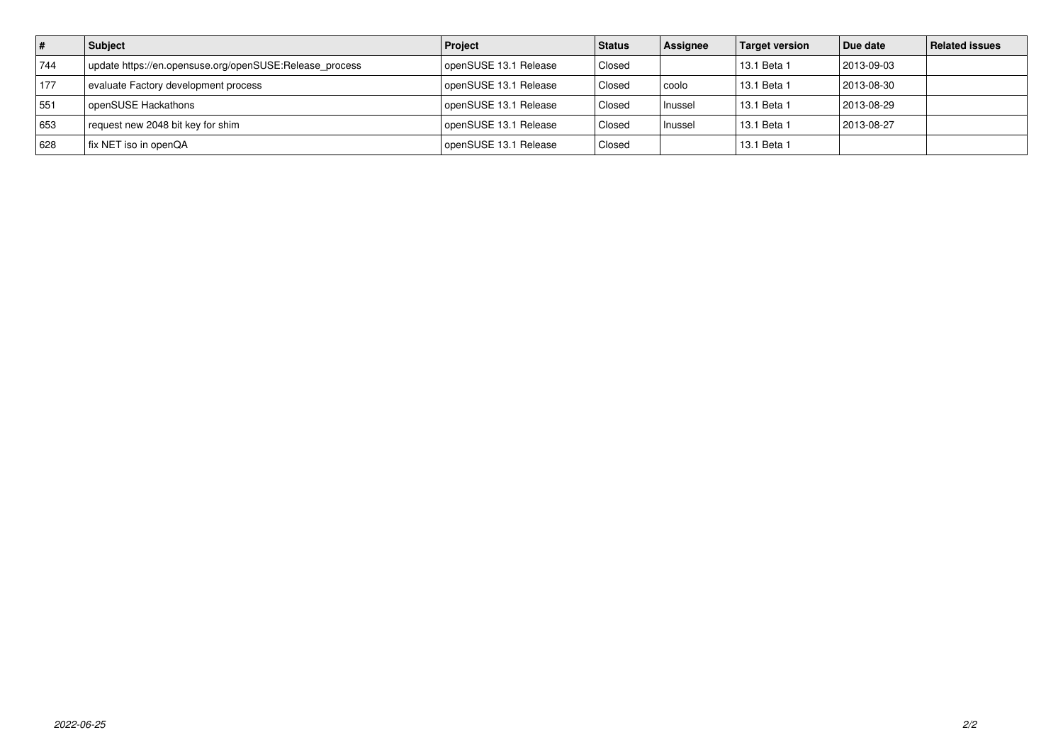| # | Subject | Project | Status | Assignee | Target version | Due date | Related issues |
|---|---|---|---|---|---|---|---|
| 744 | update https://en.opensuse.org/openSUSE:Release_process | openSUSE 13.1 Release | Closed | | 13.1 Beta 1 | 2013-09-03 | |
| 177 | evaluate Factory development process | openSUSE 13.1 Release | Closed | coolo | 13.1 Beta 1 | 2013-08-30 | |
| 551 | openSUSE Hackathons | openSUSE 13.1 Release | Closed | lnussel | 13.1 Beta 1 | 2013-08-29 | |
| 653 | request new 2048 bit key for shim | openSUSE 13.1 Release | Closed | lnussel | 13.1 Beta 1 | 2013-08-27 | |
| 628 | fix NET iso in openQA | openSUSE 13.1 Release | Closed | | 13.1 Beta 1 | | |